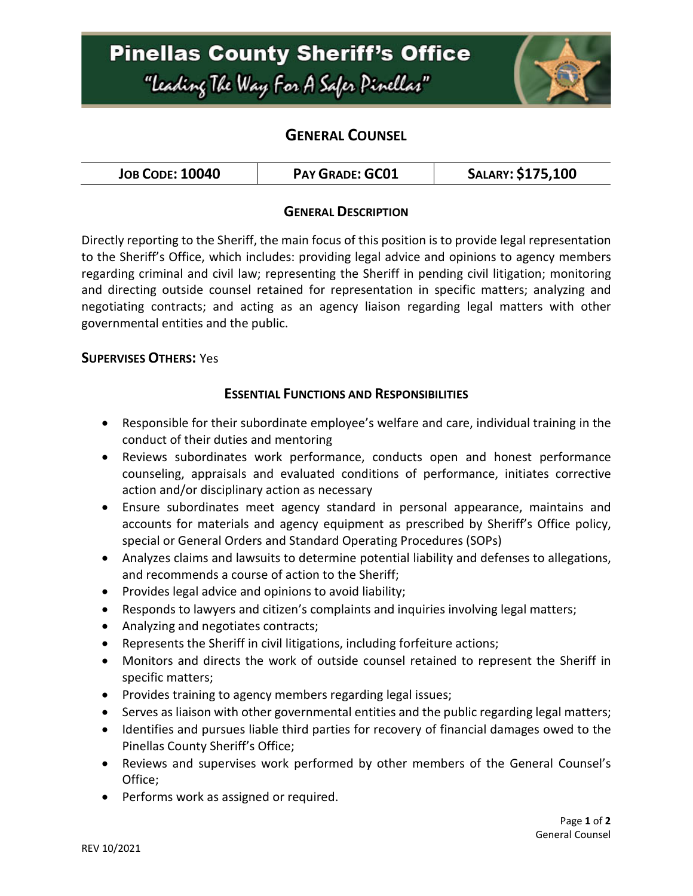# Pinellas County Sheriff's Office

"Leading The Way For A Safer Pinellas"

## General Counsel

| Job Code: 10040 | Pay Grade: GC01 | Salary: $175,100 |
| --- | --- | --- |

### General Description

Directly reporting to the Sheriff, the main focus of this position is to provide legal representation to the Sheriff's Office, which includes: providing legal advice and opinions to agency members regarding criminal and civil law; representing the Sheriff in pending civil litigation; monitoring and directing outside counsel retained for representation in specific matters; analyzing and negotiating contracts; and acting as an agency liaison regarding legal matters with other governmental entities and the public.

**Supervises Others:** Yes

### Essential Functions and Responsibilities

- Responsible for their subordinate employee's welfare and care, individual training in the conduct of their duties and mentoring
- Reviews subordinates work performance, conducts open and honest performance counseling, appraisals and evaluated conditions of performance, initiates corrective action and/or disciplinary action as necessary
- Ensure subordinates meet agency standard in personal appearance, maintains and accounts for materials and agency equipment as prescribed by Sheriff's Office policy, special or General Orders and Standard Operating Procedures (SOPs)
- Analyzes claims and lawsuits to determine potential liability and defenses to allegations, and recommends a course of action to the Sheriff;
- Provides legal advice and opinions to avoid liability;
- Responds to lawyers and citizen's complaints and inquiries involving legal matters;
- Analyzing and negotiates contracts;
- Represents the Sheriff in civil litigations, including forfeiture actions;
- Monitors and directs the work of outside counsel retained to represent the Sheriff in specific matters;
- Provides training to agency members regarding legal issues;
- Serves as liaison with other governmental entities and the public regarding legal matters;
- Identifies and pursues liable third parties for recovery of financial damages owed to the Pinellas County Sheriff's Office;
- Reviews and supervises work performed by other members of the General Counsel's Office;
- Performs work as assigned or required.

REV 10/2021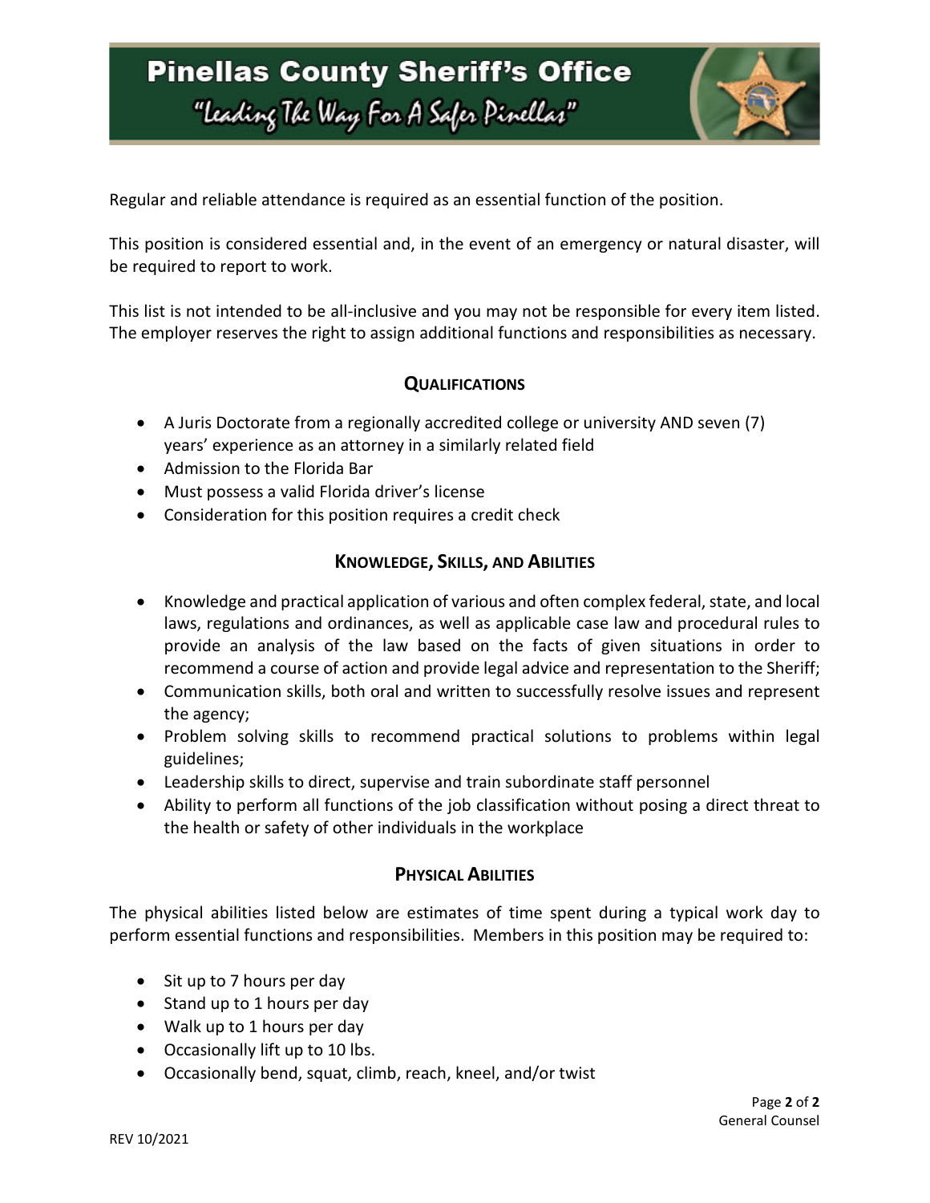Regular and reliable attendance is required as an essential function of the position.

This position is considered essential and, in the event of an emergency or natural disaster, will be required to report to work.

This list is not intended to be all-inclusive and you may not be responsible for every item listed. The employer reserves the right to assign additional functions and responsibilities as necessary.

## QUALIFICATIONS

- A Juris Doctorate from a regionally accredited college or university AND seven (7) years' experience as an attorney in a similarly related field
- Admission to the Florida Bar
- Must possess a valid Florida driver's license
- Consideration for this position requires a credit check

## KNOWLEDGE, SKILLS, AND ABILITIES

- Knowledge and practical application of various and often complex federal, state, and local laws, regulations and ordinances, as well as applicable case law and procedural rules to provide an analysis of the law based on the facts of given situations in order to recommend a course of action and provide legal advice and representation to the Sheriff;
- Communication skills, both oral and written to successfully resolve issues and represent the agency;
- Problem solving skills to recommend practical solutions to problems within legal guidelines;
- Leadership skills to direct, supervise and train subordinate staff personnel
- Ability to perform all functions of the job classification without posing a direct threat to the health or safety of other individuals in the workplace

## PHYSICAL ABILITIES

The physical abilities listed below are estimates of time spent during a typical work day to perform essential functions and responsibilities. Members in this position may be required to:

- Sit up to 7 hours per day
- Stand up to 1 hours per day
- Walk up to 1 hours per day
- Occasionally lift up to 10 lbs.
- Occasionally bend, squat, climb, reach, kneel, and/or twist

General Counsel

REV 10/2021